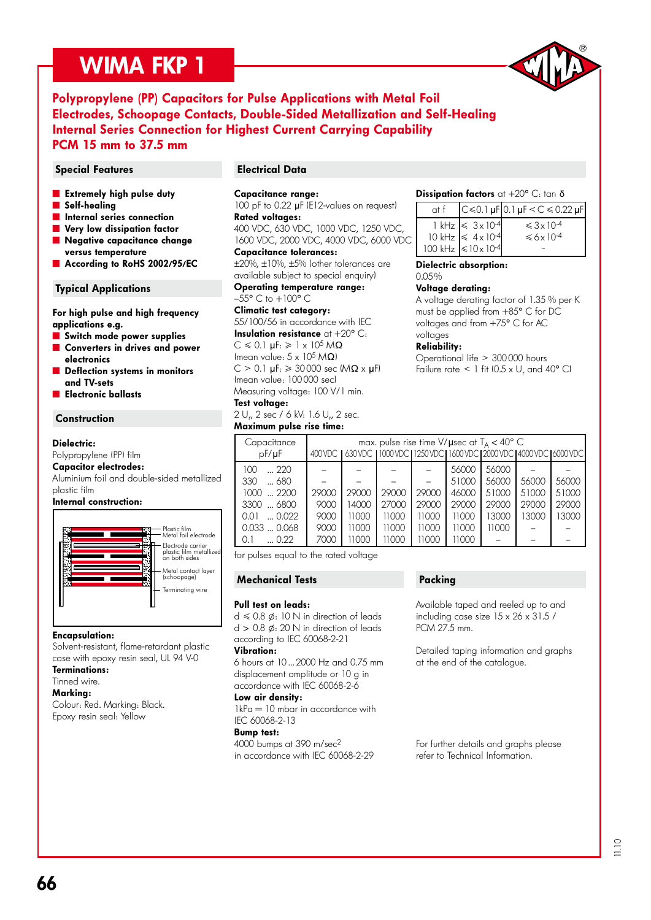# WIMA FKP 1

## Polypropylene (PP) Capacitors for Pulse Applications with Metal Foil Electrodes, Schoopage Contacts, Double-Sided Metallization and Self-Healing Internal Series Connection for Highest Current Carrying Capability PCM 15 mm to 37.5 mm

### Special Features

- **Extremely high pulse duty**
- **Self-healing**
- **Internal series connection**
- **Very low dissipation factor**
- **Negative capacitance change versus temperature**
- **According to RoHS 2002/95/EC**

### Typical Applications

**For high pulse and high frequency applications e.g.**

- **Switch mode power supplies**
- **Converters in drives and power electronics**
- **Deflection systems in monitors and TV-sets**
- **Electronic ballasts**

### Construction

**Dielectric:**
Polypropylene (PP) film

**Capacitor electrodes:**
Aluminium foil and double-sided metallized plastic film

**Internal construction:**

Plastic film
Metal foil electrode
Electrode carrier plastic film metallized on both sides
Metal contact layer (schoopage)
Terminating wire

**Encapsulation:**
Solvent-resistant, flame-retardant plastic case with epoxy resin seal, UL 94 V-0

**Terminations:**
Tinned wire.

**Marking:**
Colour: Red. Marking: Black.
Epoxy resin seal: Yellow

### Electrical Data

**Capacitance range:**
100 pF to 0.22 µF (E12-values on request)

**Rated voltages:**
400 VDC, 630 VDC, 1000 VDC, 1250 VDC, 1600 VDC, 2000 VDC, 4000 VDC, 6000 VDC

**Capacitance tolerances:**
±20%, ±10%, ±5% (other tolerances are available subject to special enquiry)

**Operating temperature range:**
–55° C to +100° C

**Climatic test category:**
55/100/56 in accordance with IEC

**Insulation resistance** at +20° C:
C ≤ 0.1 µF: ≥ 1 x $10^5$ MΩ
(mean value: 5 x $10^5$ MΩ)
C > 0.1 µF: ≥ 30 000 sec (MΩ x µF)
(mean value: 100 000 sec)
Measuring voltage: 100 V/1 min.

**Test voltage:**
2 $U_r$, 2 sec / 6 kV: 1.6 $U_r$, 2 sec.

**Dissipation factors** at +20° C: tan δ

| at f | C ≤ 0.1 µF | 0.1 µF < C ≤ 0.22 µF |
|---|---|---|
| 1 kHz | ≤ 3 x $10^{-4}$ | ≤ 3 x $10^{-4}$ |
| 10 kHz | ≤ 4 x $10^{-4}$ | ≤ 6 x $10^{-4}$ |
| 100 kHz | ≤ 10 x $10^{-4}$ | – |

**Dielectric absorption:**
0.05 %

**Voltage derating:**
A voltage derating factor of 1.35 % per K must be applied from +85° C for DC voltages and from +75° C for AC voltages

**Reliability:**
Operational life > 300 000 hours
Failure rate < 1 fit (0.5 x $U_r$ and 40° C)

**Maximum pulse rise time:**

| Capacitance pF/µF | max. pulse rise time V/µsec at $T_A$ < 40° C | | | | | | | |
|---|---|---|---|---|---|---|---|---|
| | 400 VDC | 630 VDC | 1000 VDC | 1250 VDC | 1600 VDC | 2000 VDC | 4000 VDC | 6000 VDC |
| 100 ... 220 | – | – | – | – | 56000 | 56000 | – | – |
| 330 ... 680 | – | – | – | – | 51000 | 56000 | 56000 | 56000 |
| 1000 ... 2200 | 29000 | 29000 | 29000 | 29000 | 46000 | 51000 | 51000 | 51000 |
| 3300 ... 6800 | 9000 | 14000 | 27000 | 29000 | 29000 | 29000 | 29000 | 29000 |
| 0.01 ... 0.022 | 9000 | 11000 | 11000 | 11000 | 11000 | 13000 | 13000 | 13000 |
| 0.033 ... 0.068 | 9000 | 11000 | 11000 | 11000 | 11000 | 11000 | – | – |
| 0.1 ... 0.22 | 7000 | 11000 | 11000 | 11000 | 11000 | – | – | – |

for pulses equal to the rated voltage

### Mechanical Tests

**Pull test on leads:**
d ≤ 0.8 ⌀: 10 N in direction of leads
d > 0.8 ⌀: 20 N in direction of leads
according to IEC 60068-2-21

**Vibration:**
6 hours at 10 ... 2000 Hz and 0.75 mm displacement amplitude or 10 g in accordance with IEC 60068-2-6

**Low air density:**
1kPa = 10 mbar in accordance with IEC 60068-2-13

**Bump test:**
4000 bumps at 390 m/$sec^2$ in accordance with IEC 60068-2-29

### Packing

Available taped and reeled up to and including case size 15 x 26 x 31.5 / PCM 27.5 mm.

Detailed taping information and graphs at the end of the catalogue.

For further details and graphs please refer to Technical Information.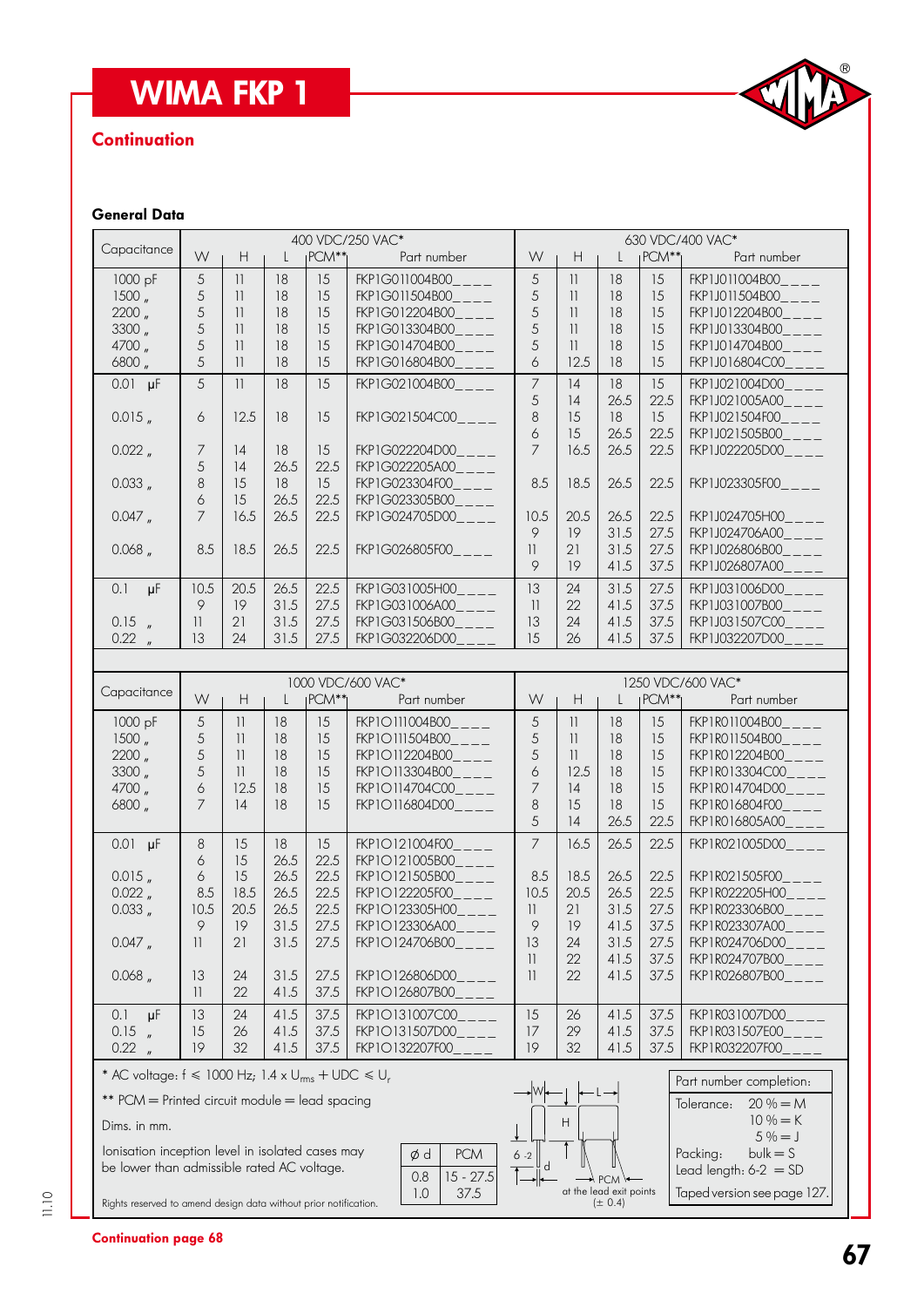# WIMA FKP 1

## Continuation

### General Data

| Capacitance | W | H | L | PCM** | Part number (400 VDC/250 VAC*) | W | H | L | PCM** | Part number (630 VDC/400 VAC*) |
|---|---|---|---|---|---|---|---|---|---|---|
| 1000 pF | 5 | 11 | 18 | 15 | FKP1G011004B00____ | 5 | 11 | 18 | 15 | FKP1J011004B00____ |
| 1500 „ | 5 | 11 | 18 | 15 | FKP1G011504B00____ | 5 | 11 | 18 | 15 | FKP1J011504B00____ |
| 2200 „ | 5 | 11 | 18 | 15 | FKP1G012204B00____ | 5 | 11 | 18 | 15 | FKP1J012204B00____ |
| 3300 „ | 5 | 11 | 18 | 15 | FKP1G013304B00____ | 5 | 11 | 18 | 15 | FKP1J013304B00____ |
| 4700 „ | 5 | 11 | 18 | 15 | FKP1G014704B00____ | 5 | 11 | 18 | 15 | FKP1J014704B00____ |
| 6800 „ | 5 | 11 | 18 | 15 | FKP1G016804B00____ | 6 | 12.5 | 18 | 15 | FKP1J016804C00____ |
| 0.01 µF | 5 | 11 | 18 | 15 | FKP1G021004B00____ | 7 | 14 | 18 | 15 | FKP1J021004D00____ |
| | | | | | | 5 | 14 | 26.5 | 22.5 | FKP1J021005A00____ |
| 0.015 „ | 6 | 12.5 | 18 | 15 | FKP1G021504C00____ | 8 | 15 | 18 | 15 | FKP1J021504F00____ |
| | | | | | | 6 | 15 | 26.5 | 22.5 | FKP1J021505B00____ |
| 0.022 „ | 7 | 14 | 18 | 15 | FKP1G022204D00____ | 7 | 16.5 | 26.5 | 22.5 | FKP1J022205D00____ |
| | 5 | 14 | 26.5 | 22.5 | FKP1G022205A00____ | | | | | |
| 0.033 „ | 8 | 15 | 18 | 15 | FKP1G023304F00____ | 8.5 | 18.5 | 26.5 | 22.5 | FKP1J023305F00____ |
| | 6 | 15 | 26.5 | 22.5 | FKP1G023305B00____ | | | | | |
| 0.047 „ | 7 | 16.5 | 26.5 | 22.5 | FKP1G024705D00____ | 10.5 | 20.5 | 26.5 | 22.5 | FKP1J024705H00____ |
| | | | | | | 9 | 19 | 31.5 | 27.5 | FKP1J024706A00____ |
| 0.068 „ | 8.5 | 18.5 | 26.5 | 22.5 | FKP1G026805F00____ | 11 | 21 | 31.5 | 27.5 | FKP1J026806B00____ |
| | | | | | | 9 | 19 | 41.5 | 37.5 | FKP1J026807A00____ |
| 0.1 µF | 10.5 | 20.5 | 26.5 | 22.5 | FKP1G031005H00____ | 13 | 24 | 31.5 | 27.5 | FKP1J031006D00____ |
| | 9 | 19 | 31.5 | 27.5 | FKP1G031006A00____ | 11 | 22 | 41.5 | 37.5 | FKP1J031007B00____ |
| 0.15 „ | 11 | 21 | 31.5 | 27.5 | FKP1G031506B00____ | 13 | 24 | 41.5 | 37.5 | FKP1J031507C00____ |
| 0.22 „ | 13 | 24 | 31.5 | 27.5 | FKP1G032206D00____ | 15 | 26 | 41.5 | 37.5 | FKP1J032207D00____ |

| Capacitance | W | H | L | PCM** | Part number (1000 VDC/600 VAC*) | W | H | L | PCM** | Part number (1250 VDC/600 VAC*) |
|---|---|---|---|---|---|---|---|---|---|---|
| 1000 pF | 5 | 11 | 18 | 15 | FKP1O111004B00____ | 5 | 11 | 18 | 15 | FKP1R011004B00____ |
| 1500 „ | 5 | 11 | 18 | 15 | FKP1O111504B00____ | 5 | 11 | 18 | 15 | FKP1R011504B00____ |
| 2200 „ | 5 | 11 | 18 | 15 | FKP1O112204B00____ | 5 | 11 | 18 | 15 | FKP1R012204B00____ |
| 3300 „ | 5 | 11 | 18 | 15 | FKP1O113304B00____ | 6 | 12.5 | 18 | 15 | FKP1R013304C00____ |
| 4700 „ | 6 | 12.5 | 18 | 15 | FKP1O114704C00____ | 7 | 14 | 18 | 15 | FKP1R014704D00____ |
| 6800 „ | 7 | 14 | 18 | 15 | FKP1O116804D00____ | 8 | 15 | 18 | 15 | FKP1R016804F00____ |
| | | | | | | 5 | 14 | 26.5 | 22.5 | FKP1R016805A00____ |
| 0.01 µF | 8 | 15 | 18 | 15 | FKP1O121004F00____ | 7 | 16.5 | 26.5 | 22.5 | FKP1R021005D00____ |
| | 6 | 15 | 26.5 | 22.5 | FKP1O121005B00____ | | | | | |
| 0.015 „ | 6 | 15 | 26.5 | 22.5 | FKP1O121505B00____ | 8.5 | 18.5 | 26.5 | 22.5 | FKP1R021505F00____ |
| 0.022 „ | 8.5 | 18.5 | 26.5 | 22.5 | FKP1O122205F00____ | 10.5 | 20.5 | 26.5 | 22.5 | FKP1R022205H00____ |
| 0.033 „ | 10.5 | 20.5 | 26.5 | 22.5 | FKP1O123305H00____ | 11 | 21 | 31.5 | 27.5 | FKP1R023306B00____ |
| | 9 | 19 | 31.5 | 27.5 | FKP1O123306A00____ | 9 | 19 | 41.5 | 37.5 | FKP1R023307A00____ |
| 0.047 „ | 11 | 21 | 31.5 | 27.5 | FKP1O124706B00____ | 13 | 24 | 31.5 | 27.5 | FKP1R024706D00____ |
| | | | | | | 11 | 22 | 41.5 | 37.5 | FKP1R024707B00____ |
| 0.068 „ | 13 | 24 | 31.5 | 27.5 | FKP1O126806D00____ | 11 | 22 | 41.5 | 37.5 | FKP1R026807B00____ |
| | 11 | 22 | 41.5 | 37.5 | FKP1O126807B00____ | | | | | |
| 0.1 µF | 13 | 24 | 41.5 | 37.5 | FKP1O131007C00____ | 15 | 26 | 41.5 | 37.5 | FKP1R031007D00____ |
| 0.15 „ | 15 | 26 | 41.5 | 37.5 | FKP1O131507D00____ | 17 | 29 | 41.5 | 37.5 | FKP1R031507E00____ |
| 0.22 „ | 19 | 32 | 41.5 | 37.5 | FKP1O132207F00____ | 19 | 32 | 41.5 | 37.5 | FKP1R032207F00____ |

\* AC voltage: f ≤ 1000 Hz; 1.4 x $U_{rms}$ + UDC ≤ $U_r$

\*\* PCM = Printed circuit module = lead spacing

Dims. in mm.

Ionisation inception level in isolated cases may be lower than admissible rated AC voltage.

| ø d | PCM |
|---|---|
| 0.8 | 15 - 27.5 |
| 1.0 | 37.5 |

W, H, L, d, 6 -2, PCM at the lead exit points (± 0.4)

Part number completion:

Tolerance: 20 % = M
10 % = K
5 % = J

Packing: bulk = S

Lead length: 6-2 = SD

Taped version see page 127.

Rights reserved to amend design data without prior notification.

**Continuation page 68**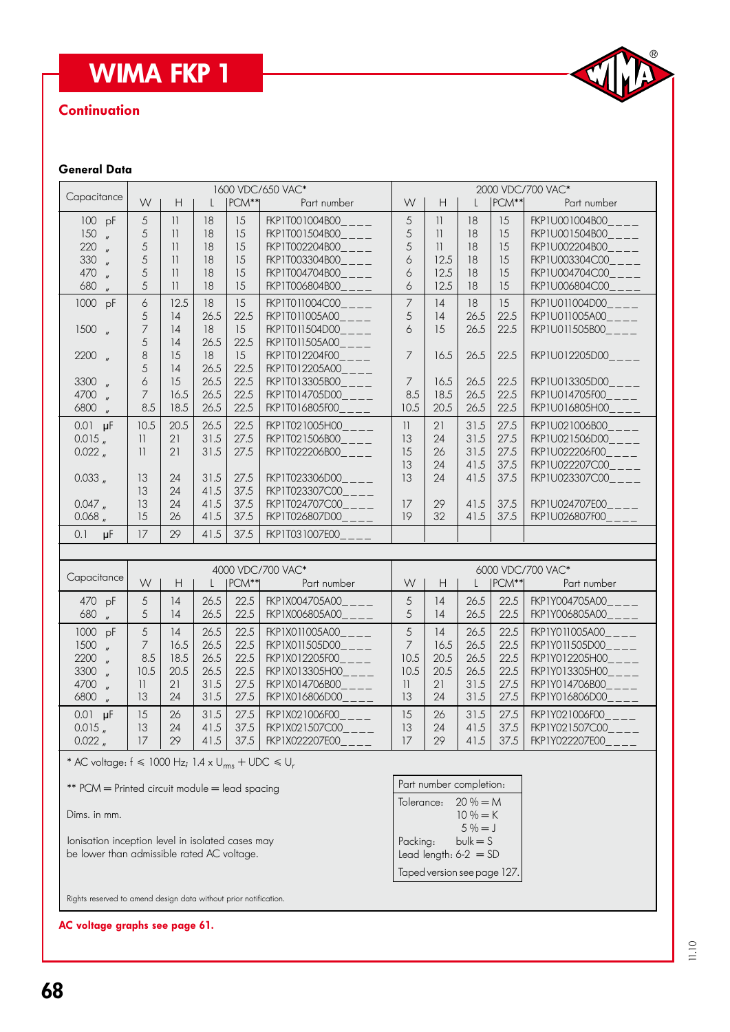# WIMA FKP 1

**Continuation**

**General Data**

| Capacitance | 1600 VDC/650 VAC* | | | | | 2000 VDC/700 VAC* | | | | |
|---|---|---|---|---|---|---|---|---|---|---|
| | W | H | L | PCM** | Part number | W | H | L | PCM** | Part number |
| 100 pF | 5 | 11 | 18 | 15 | FKP1T001004B00____ | 5 | 11 | 18 | 15 | FKP1U001004B00____ |
| 150 " | 5 | 11 | 18 | 15 | FKP1T001504B00____ | 5 | 11 | 18 | 15 | FKP1U001504B00____ |
| 220 " | 5 | 11 | 18 | 15 | FKP1T002204B00____ | 5 | 11 | 18 | 15 | FKP1U002204B00____ |
| 330 " | 5 | 11 | 18 | 15 | FKP1T003304B00____ | 6 | 12.5 | 18 | 15 | FKP1U003304C00____ |
| 470 " | 5 | 11 | 18 | 15 | FKP1T004704B00____ | 6 | 12.5 | 18 | 15 | FKP1U004704C00____ |
| 680 " | 5 | 11 | 18 | 15 | FKP1T006804B00____ | 6 | 12.5 | 18 | 15 | FKP1U006804C00____ |
| 1000 pF | 6 | 12.5 | 18 | 15 | FKP1T011004C00____ | 7 | 14 | 18 | 15 | FKP1U011004D00____ |
| | 5 | 14 | 26.5 | 22.5 | FKP1T011005A00____ | 5 | 14 | 26.5 | 22.5 | FKP1U011005A00____ |
| 1500 " | 7 | 14 | 18 | 15 | FKP1T011504D00____ | 6 | 15 | 26.5 | 22.5 | FKP1U011505B00____ |
| | 5 | 14 | 26.5 | 22.5 | FKP1T011505A00____ | | | | | |
| 2200 " | 8 | 15 | 18 | 15 | FKP1T012204F00____ | 7 | 16.5 | 26.5 | 22.5 | FKP1U012205D00____ |
| | 5 | 14 | 26.5 | 22.5 | FKP1T012205A00____ | | | | | |
| 3300 " | 6 | 15 | 26.5 | 22.5 | FKP1T013305B00____ | 7 | 16.5 | 26.5 | 22.5 | FKP1U013305D00____ |
| 4700 " | 7 | 16.5 | 26.5 | 22.5 | FKP1T014705D00____ | 8.5 | 18.5 | 26.5 | 22.5 | FKP1U014705F00____ |
| 6800 " | 8.5 | 18.5 | 26.5 | 22.5 | FKP1T016805F00____ | 10.5 | 20.5 | 26.5 | 22.5 | FKP1U016805H00____ |
| 0.01 µF | 10.5 | 20.5 | 26.5 | 22.5 | FKP1T021005H00____ | 11 | 21 | 31.5 | 27.5 | FKP1U021006B00____ |
| 0.015 " | 11 | 21 | 31.5 | 27.5 | FKP1T021506B00____ | 13 | 24 | 31.5 | 27.5 | FKP1U021506D00____ |
| 0.022 " | 11 | 21 | 31.5 | 27.5 | FKP1T022206B00____ | 15 | 26 | 31.5 | 27.5 | FKP1U022206F00____ |
| | | | | | | 13 | 24 | 41.5 | 37.5 | FKP1U022207C00____ |
| 0.033 " | 13 | 24 | 31.5 | 27.5 | FKP1T023306D00____ | 13 | 24 | 41.5 | 37.5 | FKP1U023307C00____ |
| | 13 | 24 | 41.5 | 37.5 | FKP1T023307C00____ | | | | | |
| 0.047 " | 13 | 24 | 41.5 | 37.5 | FKP1T024707C00____ | 17 | 29 | 41.5 | 37.5 | FKP1U024707E00____ |
| 0.068 " | 15 | 26 | 41.5 | 37.5 | FKP1T026807D00____ | 19 | 32 | 41.5 | 37.5 | FKP1U026807F00____ |
| 0.1 µF | 17 | 29 | 41.5 | 37.5 | FKP1T031007E00____ | | | | | |

| Capacitance | 4000 VDC/700 VAC* | | | | | 6000 VDC/700 VAC* | | | | |
|---|---|---|---|---|---|---|---|---|---|---|
| | W | H | L | PCM** | Part number | W | H | L | PCM** | Part number |
| 470 pF | 5 | 14 | 26.5 | 22.5 | FKP1X004705A00____ | 5 | 14 | 26.5 | 22.5 | FKP1Y004705A00____ |
| 680 " | 5 | 14 | 26.5 | 22.5 | FKP1X006805A00____ | 5 | 14 | 26.5 | 22.5 | FKP1Y006805A00____ |
| 1000 pF | 5 | 14 | 26.5 | 22.5 | FKP1X011005A00____ | 5 | 14 | 26.5 | 22.5 | FKP1Y011005A00____ |
| 1500 " | 7 | 16.5 | 26.5 | 22.5 | FKP1X011505D00____ | 7 | 16.5 | 26.5 | 22.5 | FKP1Y011505D00____ |
| 2200 " | 8.5 | 18.5 | 26.5 | 22.5 | FKP1X012205F00____ | 10.5 | 20.5 | 26.5 | 22.5 | FKP1Y012205H00____ |
| 3300 " | 10.5 | 20.5 | 26.5 | 22.5 | FKP1X013305H00____ | 10.5 | 20.5 | 26.5 | 22.5 | FKP1Y013305H00____ |
| 4700 " | 11 | 21 | 31.5 | 27.5 | FKP1X014706B00____ | 11 | 21 | 31.5 | 27.5 | FKP1Y014706B00____ |
| 6800 " | 13 | 24 | 31.5 | 27.5 | FKP1X016806D00____ | 13 | 24 | 31.5 | 27.5 | FKP1Y016806D00____ |
| 0.01 µF | 15 | 26 | 31.5 | 27.5 | FKP1X021006F00____ | 15 | 26 | 31.5 | 27.5 | FKP1Y021006F00____ |
| 0.015 " | 13 | 24 | 41.5 | 37.5 | FKP1X021507C00____ | 13 | 24 | 41.5 | 37.5 | FKP1Y021507C00____ |
| 0.022 " | 17 | 29 | 41.5 | 37.5 | FKP1X022207E00____ | 17 | 29 | 41.5 | 37.5 | FKP1Y022207E00____ |

* AC voltage: f ≤ 1000 Hz; 1.4 x $U_{rms}$ + UDC ≤ $U_r$

** PCM = Printed circuit module = lead spacing

Dims. in mm.

Ionisation inception level in isolated cases may be lower than admissible rated AC voltage.

| Part number completion: |
|---|
| Tolerance: 20 % = M<br>10 % = K<br>5 % = J<br>Packing: bulk = S<br>Lead length: 6-2 = SD |
| Taped version see page 127. |

Rights reserved to amend design data without prior notification.

**AC voltage graphs see page 61.**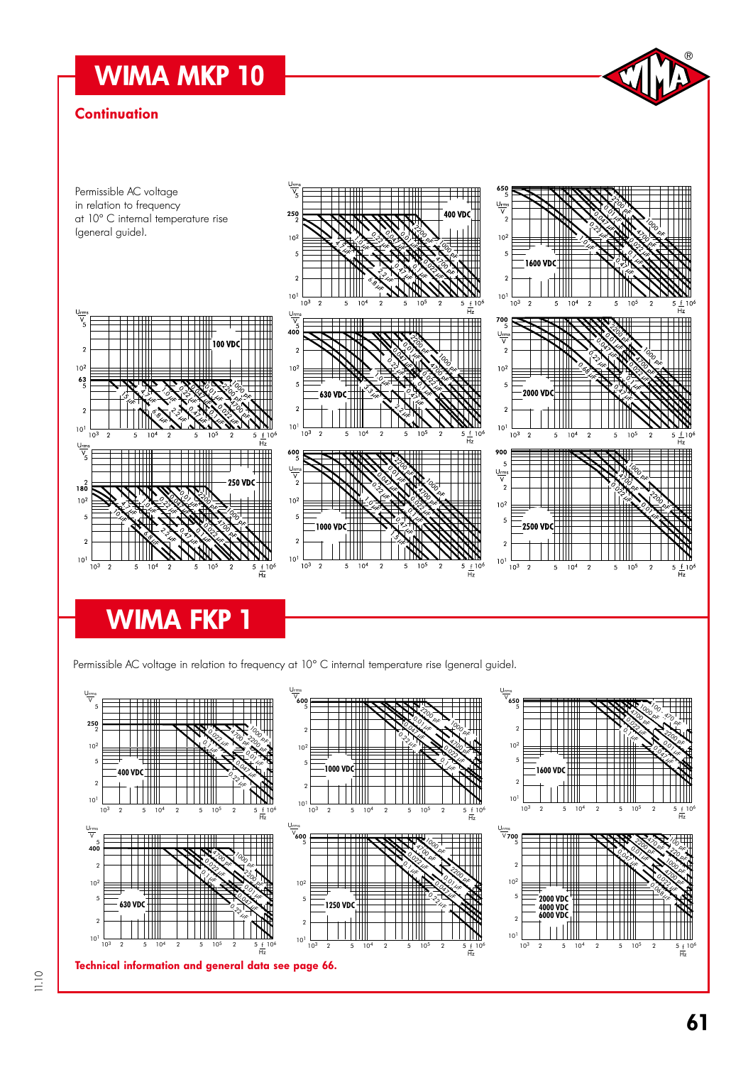# WIMA MKP 10

## Continuation

Permissible AC voltage in relation to frequency at 10° C internal temperature rise (general guide).

# WIMA FKP 1

Permissible AC voltage in relation to frequency at 10° C internal temperature rise (general guide).

**Technical information and general data see page 66.**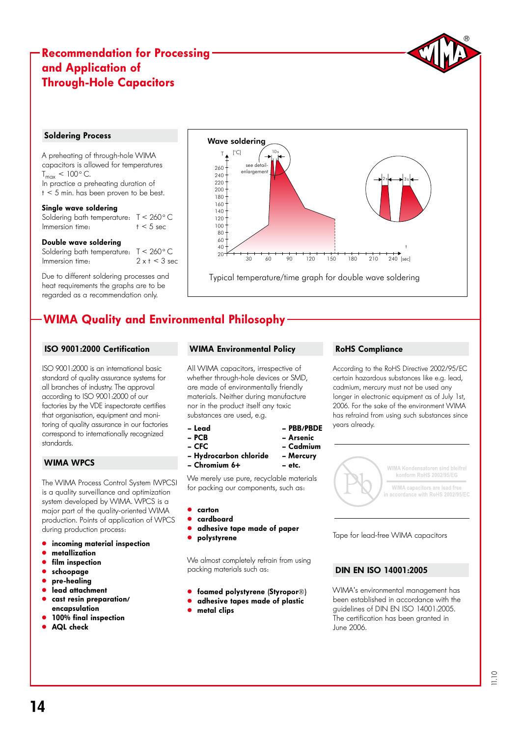# Recommendation for Processing and Application of Through-Hole Capacitors

## Soldering Process

A preheating of through-hole WIMA capacitors is allowed for temperatures $T_{max} < 100°$ C.
In practice a preheating duration of t < 5 min. has been proven to be best.

**Single wave soldering**

Soldering bath temperature: T < 260° C
Immersion time: t < 5 sec

**Double wave soldering**

Soldering bath temperature: T < 260° C
Immersion time: 2 x t < 3 sec

Due to different soldering processes and heat requirements the graphs are to be regarded as a recommendation only.

**Wave soldering**

Typical temperature/time graph for double wave soldering

## WIMA Quality and Environmental Philosophy

### ISO 9001:2000 Certification

ISO 9001:2000 is an international basic standard of quality assurance systems for all branches of industry. The approval according to ISO 9001:2000 of our factories by the VDE inspectorate certifies that organisation, equipment and monitoring of quality assurance in our factories correspond to internationally recognized standards.

### WIMA WPCS

The WIMA Process Control System (WPCS) is a quality surveillance and optimization system developed by WIMA. WPCS is a major part of the quality-oriented WIMA production. Points of application of WPCS during production process:

- **incoming material inspection**
- **metallization**
- **film inspection**
- **schoopage**
- **pre-healing**
- **lead attachment**
- **cast resin preparation/ encapsulation**
- **100% final inspection**
- **AQL check**

### WIMA Environmental Policy

All WIMA capacitors, irrespective of whether through-hole devices or SMD, are made of environmentally friendly materials. Neither during manufacture nor in the product itself any toxic substances are used, e.g.

| | |
|---|---|
| **– Lead** | **– PBB/PBDE** |
| **– PCB** | **– Arsenic** |
| **– CFC** | **– Cadmium** |
| **– Hydrocarbon chloride** | **– Mercury** |
| **– Chromium 6+** | **– etc.** |

We merely use pure, recyclable materials for packing our components, such as:

- **carton**
- **cardboard**
- **adhesive tape made of paper**
- **polystyrene**

We almost completely refrain from using packing materials such as:

- **foamed polystyrene (Styropor®)**
- **adhesive tapes made of plastic**
- **metal clips**

### RoHS Compliance

According to the RoHS Directive 2002/95/EC certain hazardous substances like e.g. lead, cadmium, mercury must not be used any longer in electronic equipment as of July 1st, 2006. For the sake of the environment WIMA has refrained from using such substances since years already.

WIMA Kondensatoren sind bleifrei konform RoHS 2002/95/EG
WIMA capacitors are lead free in accordance with RoHS 2002/95/EC

Tape for lead-free WIMA capacitors

### DIN EN ISO 14001:2005

WIMA's environmental management has been established in accordance with the guidelines of DIN EN ISO 14001:2005. The certification has been granted in June 2006.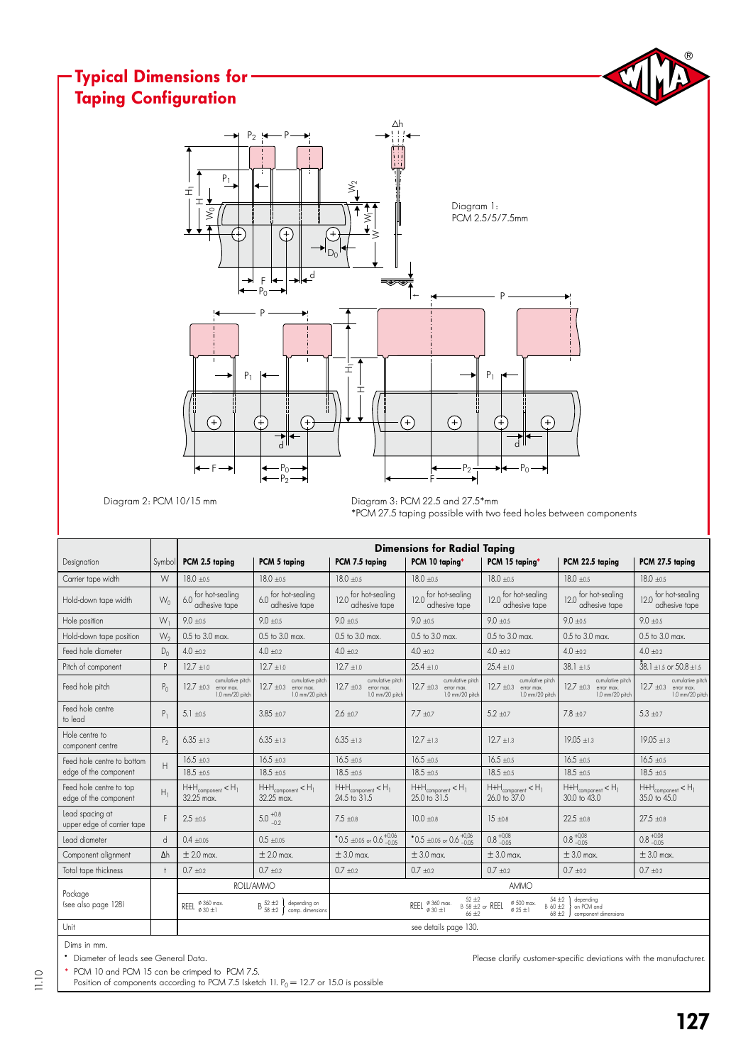# Typical Dimensions for Taping Configuration

Diagram 1: PCM 2.5/5/7.5mm

Diagram 2: PCM 10/15 mm

Diagram 3: PCM 22.5 and 27.5*mm
*PCM 27.5 taping possible with two feed holes between components

| Designation | Symbol | Dimensions for Radial Taping | | | | | | |
|---|---|---|---|---|---|---|---|---|
| | | PCM 2.5 taping | PCM 5 taping | PCM 7.5 taping | PCM 10 taping* | PCM 15 taping* | PCM 22.5 taping | PCM 27.5 taping |
| Carrier tape width | W | 18.0 ±0.5 | 18.0 ±0.5 | 18.0 ±0.5 | 18.0 ±0.5 | 18.0 ±0.5 | 18.0 ±0.5 | 18.0 ±0.5 |
| Hold-down tape width | $W_0$ | 6.0 for hot-sealing adhesive tape | 6.0 for hot-sealing adhesive tape | 12.0 for hot-sealing adhesive tape | 12.0 for hot-sealing adhesive tape | 12.0 for hot-sealing adhesive tape | 12.0 for hot-sealing adhesive tape | 12.0 for hot-sealing adhesive tape |
| Hole position | $W_1$ | 9.0 ±0.5 | 9.0 ±0.5 | 9.0 ±0.5 | 9.0 ±0.5 | 9.0 ±0.5 | 9.0 ±0.5 | 9.0 ±0.5 |
| Hold-down tape position | $W_2$ | 0.5 to 3.0 max. | 0.5 to 3.0 max. | 0.5 to 3.0 max. | 0.5 to 3.0 max. | 0.5 to 3.0 max. | 0.5 to 3.0 max. | 0.5 to 3.0 max. |
| Feed hole diameter | $D_0$ | 4.0 ±0.2 | 4.0 ±0.2 | 4.0 ±0.2 | 4.0 ±0.2 | 4.0 ±0.2 | 4.0 ±0.2 | 4.0 ±0.2 |
| Pitch of component | P | 12.7 ±1.0 | 12.7 ±1.0 | 12.7 ±1.0 | 25.4 ±1.0 | 25.4 ±1.0 | 38.1 ±1.5 | *38.1 ±1.5 or 50.8 ±1.5 |
| Feed hole pitch | $P_0$ | 12.7 ±0.3 cumulative pitch error max. 1.0 mm/20 pitch | 12.7 ±0.3 cumulative pitch error max. 1.0 mm/20 pitch | 12.7 ±0.3 cumulative pitch error max. 1.0 mm/20 pitch | 12.7 ±0.3 cumulative pitch error max. 1.0 mm/20 pitch | 12.7 ±0.3 cumulative pitch error max. 1.0 mm/20 pitch | 12.7 ±0.3 cumulative pitch error max. 1.0 mm/20 pitch | 12.7 ±0.3 cumulative pitch error max. 1.0 mm/20 pitch |
| Feed hole centre to lead | $P_1$ | 5.1 ±0.5 | 3.85 ±0.7 | 2.6 ±0.7 | 7.7 ±0.7 | 5.2 ±0.7 | 7.8 ±0.7 | 5.3 ±0.7 |
| Hole centre to component centre | $P_2$ | 6.35 ±1.3 | 6.35 ±1.3 | 6.35 ±1.3 | 12.7 ±1.3 | 12.7 ±1.3 | 19.05 ±1.3 | 19.05 ±1.3 |
| Feed hole centre to bottom edge of the component | H | 16.5 ±0.3<br>18.5 ±0.5 | 16.5 ±0.3<br>18.5 ±0.5 | 16.5 ±0.5<br>18.5 ±0.5 | 16.5 ±0.5<br>18.5 ±0.5 | 16.5 ±0.5<br>18.5 ±0.5 | 16.5 ±0.5<br>18.5 ±0.5 | 16.5 ±0.5<br>18.5 ±0.5 |
| Feed hole centre to top edge of the component | $H_1$ | $H+H_{component} < H_1$ 32.25 max. | $H+H_{component} < H_1$ 32.25 max. | $H+H_{component} < H_1$ 24.5 to 31.5 | $H+H_{component} < H_1$ 25.0 to 31.5 | $H+H_{component} < H_1$ 26.0 to 37.0 | $H+H_{component} < H_1$ 30.0 to 43.0 | $H+H_{component} < H_1$ 35.0 to 45.0 |
| Lead spacing at upper edge of carrier tape | F | 2.5 ±0.5 | $5.0^{+0.8}_{-0.2}$ | 7.5 ±0.8 | 10.0 ±0.8 | 15 ±0.8 | 22.5 ±0.8 | 27.5 ±0.8 |
| Lead diameter | d | 0.4 ±0.05 | 0.5 ±0.05 | *0.5 ±0.05 or $0.6^{+0.06}_{-0.05}$ | *0.5 ±0.05 or $0.6^{+0.06}_{-0.05}$ | $0.8^{+0.08}_{-0.05}$ | $0.8^{+0.08}_{-0.05}$ | $0.8^{+0.08}_{-0.05}$ |
| Component alignment | Δh | ± 2.0 max. | ± 2.0 max. | ± 3.0 max. | ± 3.0 max. | ± 3.0 max. | ± 3.0 max. | ± 3.0 max. |
| Total tape thickness | t | 0.7 ±0.2 | 0.7 ±0.2 | 0.7 ±0.2 | 0.7 ±0.2 | 0.7 ±0.2 | 0.7 ±0.2 | 0.7 ±0.2 |
| Package (see also page 128) | | ROLL/AMMO: REEL ø 360 max. ø 30 ±1; B 52 ±2 / 58 ±2 depending on comp. dimensions | | AMMO: REEL ø 360 max. ø 30 ±1; B 52 ±2 / 58 ±2 / 66 ±2 or REEL ø 500 max. ø 25 ±1; B 54 ±2 / 60 ±2 / 68 ±2 depending on PCM and component dimensions | | | | |
| Unit | | see details page 130. | | | | | | |

Dims in mm.

• Diameter of leads see General Data.

Please clarify customer-specific deviations with the manufacturer.

* PCM 10 and PCM 15 can be crimped to PCM 7.5.
Position of components according to PCM 7.5 (sketch 1). $P_0$ = 12.7 or 15.0 is possible

11.10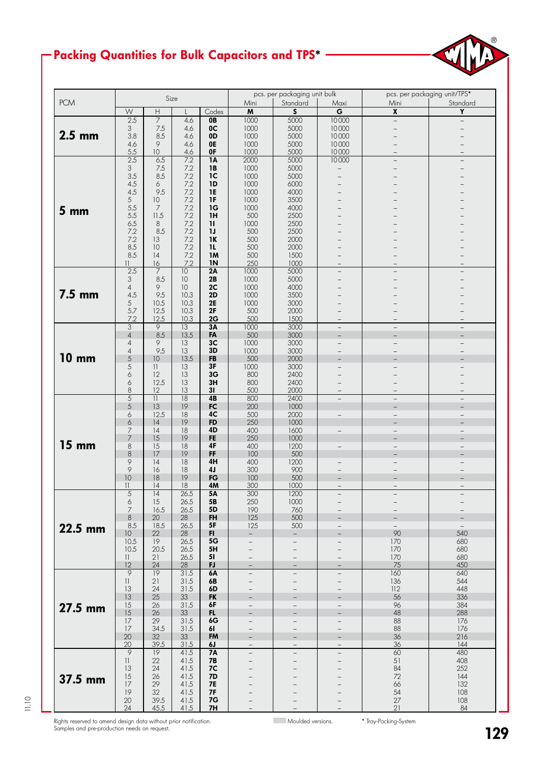## Packing Quantities for Bulk Capacitors and TPS*

| PCM | Size | | | | pcs. per packaging unit bulk | | | pcs. per packaging unit/TPS* | |
|---|---|---|---|---|---|---|---|---|---|
| | | | | | Mini | Standard | Maxi | Mini | Standard |
| | W | H | L | Codes | M | S | G | X | Y |
| 2.5 mm | 2.5 | 7 | 4.6 | 0B | 1000 | 5000 | 10000 | – | – |
| | 3 | 7.5 | 4.6 | 0C | 1000 | 5000 | 10000 | – | – |
| | 3.8 | 8.5 | 4.6 | 0D | 1000 | 5000 | 10000 | – | – |
| | 4.6 | 9 | 4.6 | 0E | 1000 | 5000 | 10000 | – | – |
| | 5.5 | 10 | 4.6 | 0F | 1000 | 5000 | 10000 | – | – |
| 5 mm | 2.5 | 6.5 | 7.2 | 1A | 2000 | 5000 | 10000 | – | – |
| | 3 | 7.5 | 7.2 | 1B | 1000 | 5000 | – | – | – |
| | 3.5 | 8.5 | 7.2 | 1C | 1000 | 5000 | – | – | – |
| | 4.5 | 6 | 7.2 | 1D | 1000 | 6000 | – | – | – |
| | 4.5 | 9.5 | 7.2 | 1E | 1000 | 4000 | – | – | – |
| | 5 | 10 | 7.2 | 1F | 1000 | 3500 | – | – | – |
| | 5.5 | 7 | 7.2 | 1G | 1000 | 4000 | – | – | – |
| | 5.5 | 11.5 | 7.2 | 1H | 500 | 2500 | – | – | – |
| | 6.5 | 8 | 7.2 | 1I | 1000 | 2500 | – | – | – |
| | 7.2 | 8.5 | 7.2 | 1J | 500 | 2500 | – | – | – |
| | 7.2 | 13 | 7.2 | 1K | 500 | 2000 | – | – | – |
| | 8.5 | 10 | 7.2 | 1L | 500 | 2000 | – | – | – |
| | 8.5 | 14 | 7.2 | 1M | 500 | 1500 | – | – | – |
| | 11 | 16 | 7.2 | 1N | 250 | 1000 | – | – | – |
| 7.5 mm | 2.5 | 7 | 10 | 2A | 1000 | 5000 | – | – | – |
| | 3 | 8.5 | 10 | 2B | 1000 | 5000 | – | – | – |
| | 4 | 9 | 10 | 2C | 1000 | 4000 | – | – | – |
| | 4.5 | 9.5 | 10.3 | 2D | 1000 | 3500 | – | – | – |
| | 5 | 10.5 | 10.3 | 2E | 1000 | 3000 | – | – | – |
| | 5.7 | 12.5 | 10.3 | 2F | 500 | 2000 | – | – | – |
| | 7.2 | 12.5 | 10.3 | 2G | 500 | 1500 | – | – | – |
| 10 mm | 3 | 9 | 13 | 3A | 1000 | 3000 | – | – | – |
| | 4 | 8.5 | 13.5 | FA | 500 | 3000 | – | – | – |
| | 4 | 9 | 13 | 3C | 1000 | 3000 | – | – | – |
| | 4 | 9.5 | 13 | 3D | 1000 | 3000 | – | – | – |
| | 5 | 10 | 13.5 | FB | 500 | 2000 | – | – | – |
| | 5 | 11 | 13 | 3F | 1000 | 3000 | – | – | – |
| | 6 | 12 | 13 | 3G | 800 | 2400 | – | – | – |
| | 6 | 12.5 | 13 | 3H | 800 | 2400 | – | – | – |
| | 8 | 12 | 13 | 3I | 500 | 2000 | – | – | – |
| 15 mm | 5 | 11 | 18 | 4B | 800 | 2400 | – | – | – |
| | 5 | 13 | 19 | FC | 200 | 1000 | | – | – |
| | 6 | 12.5 | 18 | 4C | 500 | 2000 | – | – | – |
| | 6 | 14 | 19 | FD | 250 | 1000 | | – | – |
| | 7 | 14 | 18 | 4D | 400 | 1600 | – | – | – |
| | 7 | 15 | 19 | FE | 250 | 1000 | | – | – |
| | 8 | 15 | 18 | 4F | 400 | 1200 | – | – | – |
| | 8 | 17 | 19 | FF | 100 | 500 | | – | – |
| | 9 | 14 | 18 | 4H | 400 | 1200 | – | – | – |
| | 9 | 16 | 18 | 4J | 300 | 900 | – | – | – |
| | 10 | 18 | 19 | FG | 100 | 500 | – | – | – |
| | 11 | 14 | 18 | 4M | 300 | 1000 | – | – | – |
| 22.5 mm | 5 | 14 | 26.5 | 5A | 300 | 1200 | – | – | – |
| | 6 | 15 | 26.5 | 5B | 250 | 1000 | – | – | – |
| | 7 | 16.5 | 26.5 | 5D | 190 | 760 | – | – | – |
| | 8 | 20 | 28 | FH | 125 | 500 | – | – | – |
| | 8.5 | 18.5 | 26.5 | 5F | 125 | 500 | – | – | – |
| | 10 | 22 | 28 | FI | – | – | – | 90 | 540 |
| | 10.5 | 19 | 26.5 | 5G | – | – | – | 170 | 680 |
| | 10.5 | 20.5 | 26.5 | 5H | – | – | – | 170 | 680 |
| | 11 | 21 | 26.5 | 5I | – | – | – | 170 | 680 |
| | 12 | 24 | 28 | FJ | – | – | – | 75 | 450 |
| 27.5 mm | 9 | 19 | 31.5 | 6A | – | – | – | 160 | 640 |
| | 11 | 21 | 31.5 | 6B | – | – | – | 136 | 544 |
| | 13 | 24 | 31.5 | 6D | – | – | – | 112 | 448 |
| | 13 | 25 | 33 | FK | – | – | – | 56 | 336 |
| | 15 | 26 | 31.5 | 6F | – | – | – | 96 | 384 |
| | 15 | 26 | 33 | FL | – | – | – | 48 | 288 |
| | 17 | 29 | 31.5 | 6G | – | – | – | 88 | 176 |
| | 17 | 34.5 | 31.5 | 6I | – | – | – | 88 | 176 |
| | 20 | 32 | 33 | FM | – | – | – | 36 | 216 |
| | 20 | 39.5 | 31.5 | 6J | – | – | – | 36 | 144 |
| 37.5 mm | 9 | 19 | 41.5 | 7A | – | – | – | 60 | 480 |
| | 11 | 22 | 41.5 | 7B | – | – | – | 51 | 408 |
| | 13 | 24 | 41.5 | 7C | – | – | – | 84 | 252 |
| | 15 | 26 | 41.5 | 7D | – | – | – | 72 | 144 |
| | 17 | 29 | 41.5 | 7E | – | – | – | 66 | 132 |
| | 19 | 32 | 41.5 | 7F | – | – | – | 54 | 108 |
| | 20 | 39.5 | 41.5 | 7G | – | – | – | 27 | 108 |
| | 24 | 45.5 | 41.5 | 7H | – | – | – | 21 | 84 |

Rights reserved to amend design data without prior notification.
Samples and pre-production needs on request.

Moulded versions.

* Tray-Packing-System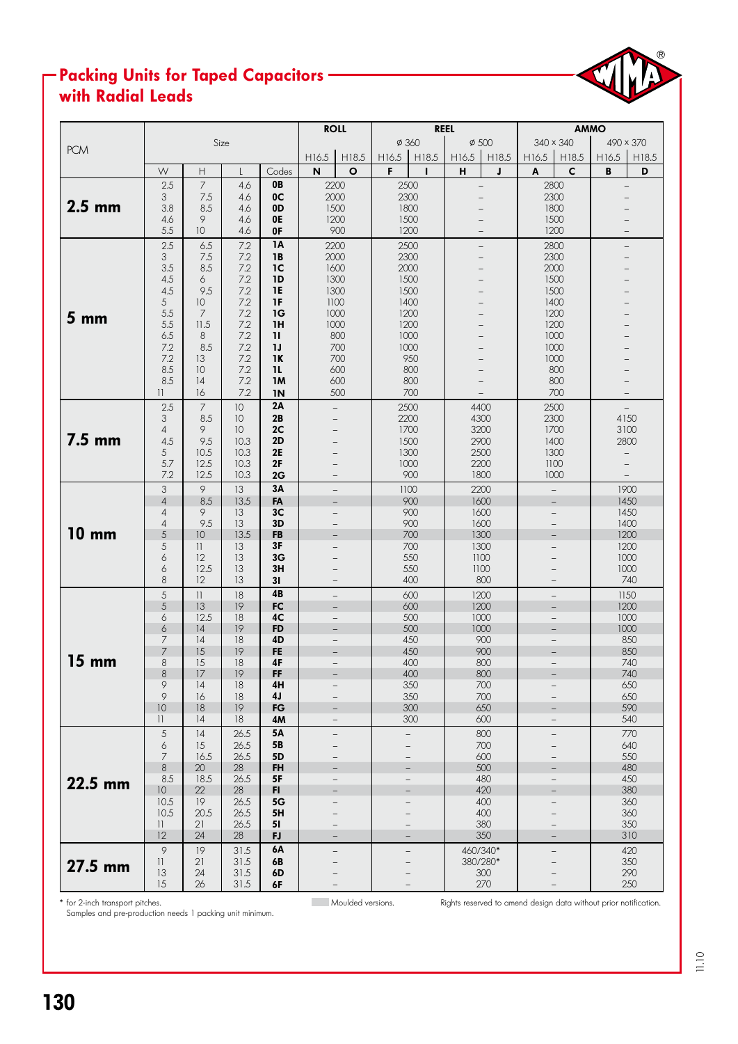## Packing Units for Taped Capacitors with Radial Leads

| PCM | Size | | | | ROLL | | REEL | | | | AMMO | | | |
|---|---|---|---|---|---|---|---|---|---|---|---|---|---|---|
| | | | | | | | ⌀ 360 | | ⌀ 500 | | 340 × 340 | | 490 × 370 | |
| | | | | | H16.5 | H18.5 | H16.5 | H18.5 | H16.5 | H18.5 | H16.5 | H18.5 | H16.5 | H18.5 |
| | W | H | L | Codes | N | O | F | I | H | J | A | C | B | D |
| **2.5 mm** | 2.5 | 7 | 4.6 | **0B** | 2200 | | 2500 | | – | | 2800 | | – | |
| | 3 | 7.5 | 4.6 | **0C** | 2000 | | 2300 | | – | | 2300 | | – | |
| | 3.8 | 8.5 | 4.6 | **0D** | 1500 | | 1800 | | – | | 1800 | | – | |
| | 4.6 | 9 | 4.6 | **0E** | 1200 | | 1500 | | – | | 1500 | | – | |
| | 5.5 | 10 | 4.6 | **0F** | 900 | | 1200 | | – | | 1200 | | – | |
| **5 mm** | 2.5 | 6.5 | 7.2 | **1A** | 2200 | | 2500 | | – | | 2800 | | – | |
| | 3 | 7.5 | 7.2 | **1B** | 2000 | | 2300 | | – | | 2300 | | – | |
| | 3.5 | 8.5 | 7.2 | **1C** | 1600 | | 2000 | | – | | 2000 | | – | |
| | 4.5 | 6 | 7.2 | **1D** | 1300 | | 1500 | | – | | 1500 | | – | |
| | 4.5 | 9.5 | 7.2 | **1E** | 1300 | | 1500 | | – | | 1500 | | – | |
| | 5 | 10 | 7.2 | **1F** | 1100 | | 1400 | | – | | 1400 | | – | |
| | 5.5 | 7 | 7.2 | **1G** | 1000 | | 1200 | | – | | 1200 | | – | |
| | 5.5 | 11.5 | 7.2 | **1H** | 1000 | | 1200 | | – | | 1200 | | – | |
| | 6.5 | 8 | 7.2 | **1I** | 800 | | 1000 | | – | | 1000 | | – | |
| | 7.2 | 8.5 | 7.2 | **1J** | 700 | | 1000 | | – | | 1000 | | – | |
| | 7.2 | 13 | 7.2 | **1K** | 700 | | 950 | | – | | 1000 | | – | |
| | 8.5 | 10 | 7.2 | **1L** | 600 | | 800 | | – | | 800 | | – | |
| | 8.5 | 14 | 7.2 | **1M** | 600 | | 800 | | – | | 800 | | – | |
| | 11 | 16 | 7.2 | **1N** | 500 | | 700 | | – | | 700 | | – | |
| **7.5 mm** | 2.5 | 7 | 10 | **2A** | – | | 2500 | | 4400 | | 2500 | | – | |
| | 3 | 8.5 | 10 | **2B** | – | | 2200 | | 4300 | | 2300 | | 4150 | |
| | 4 | 9 | 10 | **2C** | – | | 1700 | | 3200 | | 1700 | | 3100 | |
| | 4.5 | 9.5 | 10.3 | **2D** | – | | 1500 | | 2900 | | 1400 | | 2800 | |
| | 5 | 10.5 | 10.3 | **2E** | – | | 1300 | | 2500 | | 1300 | | – | |
| | 5.7 | 12.5 | 10.3 | **2F** | – | | 1000 | | 2200 | | 1100 | | – | |
| | 7.2 | 12.5 | 10.3 | **2G** | – | | 900 | | 1800 | | 1000 | | – | |
| **10 mm** | 3 | 9 | 13 | **3A** | – | | 1100 | | 2200 | | – | | 1900 | |
| | 4 | 8.5 | 13.5 | **FA** | – | | 900 | | 1600 | | – | | 1450 | |
| | 4 | 9 | 13 | **3C** | – | | 900 | | 1600 | | – | | 1450 | |
| | 4 | 9.5 | 13 | **3D** | – | | 900 | | 1600 | | – | | 1400 | |
| | 5 | 10 | 13.5 | **FB** | – | | 700 | | 1300 | | – | | 1200 | |
| | 5 | 11 | 13 | **3F** | – | | 700 | | 1300 | | – | | 1200 | |
| | 6 | 12 | 13 | **3G** | – | | 550 | | 1100 | | – | | 1000 | |
| | 6 | 12.5 | 13 | **3H** | – | | 550 | | 1100 | | – | | 1000 | |
| | 8 | 12 | 13 | **3I** | – | | 400 | | 800 | | – | | 740 | |
| **15 mm** | 5 | 11 | 18 | **4B** | – | | 600 | | 1200 | | – | | 1150 | |
| | 5 | 13 | 19 | **FC** | – | | 600 | | 1200 | | – | | 1200 | |
| | 6 | 12.5 | 18 | **4C** | – | | 500 | | 1000 | | – | | 1000 | |
| | 6 | 14 | 19 | **FD** | – | | 500 | | 1000 | | – | | 1000 | |
| | 7 | 14 | 18 | **4D** | – | | 450 | | 900 | | – | | 850 | |
| | 7 | 15 | 19 | **FE** | – | | 450 | | 900 | | – | | 850 | |
| | 8 | 15 | 18 | **4F** | – | | 400 | | 800 | | – | | 740 | |
| | 8 | 17 | 19 | **FF** | – | | 400 | | 800 | | – | | 740 | |
| | 9 | 14 | 18 | **4H** | – | | 350 | | 700 | | – | | 650 | |
| | 9 | 16 | 18 | **4J** | – | | 350 | | 700 | | – | | 650 | |
| | 10 | 18 | 19 | **FG** | – | | 300 | | 650 | | – | | 590 | |
| | 11 | 14 | 18 | **4M** | – | | 300 | | 600 | | – | | 540 | |
| **22.5 mm** | 5 | 14 | 26.5 | **5A** | – | | – | | 800 | | – | | 770 | |
| | 6 | 15 | 26.5 | **5B** | – | | – | | 700 | | – | | 640 | |
| | 7 | 16.5 | 26.5 | **5D** | – | | – | | 600 | | – | | 550 | |
| | 8 | 20 | 28 | **FH** | – | | – | | 500 | | – | | 480 | |
| | 8.5 | 18.5 | 26.5 | **5F** | – | | – | | 480 | | – | | 450 | |
| | 10 | 22 | 28 | **FI** | – | | – | | 420 | | – | | 380 | |
| | 10.5 | 19 | 26.5 | **5G** | – | | – | | 400 | | – | | 360 | |
| | 10.5 | 20.5 | 26.5 | **5H** | – | | – | | 400 | | – | | 360 | |
| | 11 | 21 | 26.5 | **5I** | – | | – | | 380 | | – | | 350 | |
| | 12 | 24 | 28 | **FJ** | – | | – | | 350 | | – | | 310 | |
| **27.5 mm** | 9 | 19 | 31.5 | **6A** | – | | – | | 460/340* | | – | | 420 | |
| | 11 | 21 | 31.5 | **6B** | – | | – | | 380/280* | | – | | 350 | |
| | 13 | 24 | 31.5 | **6D** | – | | – | | 300 | | – | | 290 | |
| | 15 | 26 | 31.5 | **6F** | – | | – | | 270 | | – | | 250 | |

\* for 2-inch transport pitches.
Samples and pre-production needs 1 packing unit minimum.

(Shaded rows:) Moulded versions.

Rights reserved to amend design data without prior notification.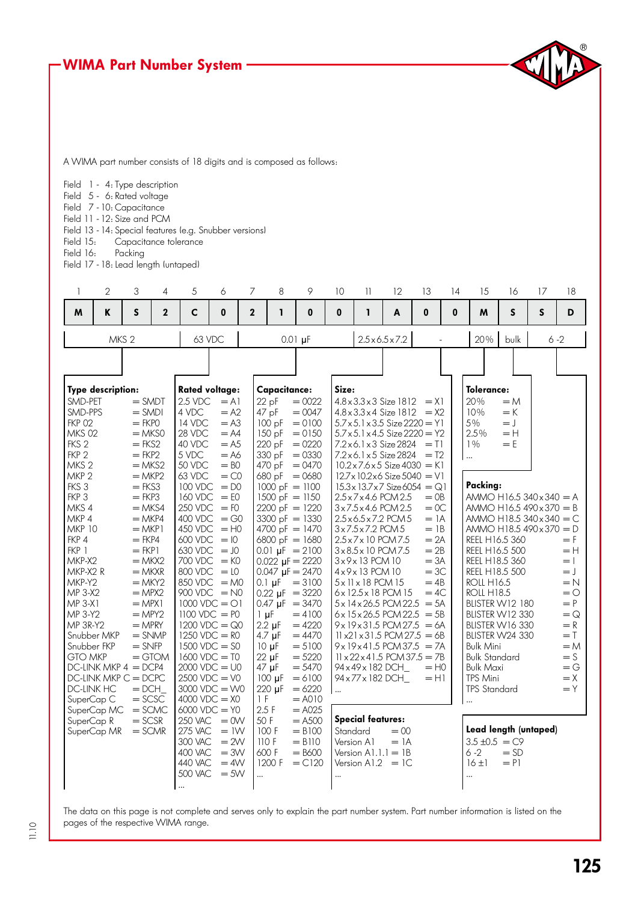## WIMA Part Number System

A WIMA part number consists of 18 digits and is composed as follows:

Field 1 - 4: Type description
Field 5 - 6: Rated voltage
Field 7 - 10: Capacitance
Field 11 - 12: Size and PCM
Field 13 - 14: Special features (e.g. Snubber versions)
Field 15: Capacitance tolerance
Field 16: Packing
Field 17 - 18: Lead length (untaped)

| 1 | 2 | 3 | 4 | 5 | 6 | 7 | 8 | 9 | 10 | 11 | 12 | 13 | 14 | 15 | 16 | 17 | 18 |
|---|---|---|---|---|---|---|---|---|---|---|---|---|---|---|---|---|---|
| M | K | S | 2 | C | 0 | 2 | 1 | 0 | 0 | 1 | A | 0 | 0 | M | S | S | D |
| MKS 2 | | | | 63 VDC | | 0.01 µF | | | | 2.5 x 6.5 x 7.2 | | - | | 20% | bulk | 6 -2 | |

**Type description:**

| | |
|---|---|
| SMD-PET | = SMDT |
| SMD-PPS | = SMDI |
| FKP 02 | = FKP0 |
| MKS 02 | = MKS0 |
| FKS 2 | = FKS2 |
| FKP 2 | = FKP2 |
| MKS 2 | = MKS2 |
| MKP 2 | = MKP2 |
| FKS 3 | = FKS3 |
| FKP 3 | = FKP3 |
| MKS 4 | = MKS4 |
| MKP 4 | = MKP4 |
| MKP 10 | = MKP1 |
| FKP 4 | = FKP4 |
| FKP 1 | = FKP1 |
| MKP-X2 | = MKX2 |
| MKP-X2 R | = MKXR |
| MKP-Y2 | = MKY2 |
| MP 3-X2 | = MPX2 |
| MP 3-X1 | = MPX1 |
| MP 3-Y2 | = MPY2 |
| MP 3R-Y2 | = MPRY |
| Snubber MKP | = SNMP |
| Snubber FKP | = SNFP |
| GTO MKP | = GTOM |
| DC-LINK MKP 4 | = DCP4 |
| DC-LINK MKP C | = DCPC |
| DC-LINK HC | = DCH_ |
| SuperCap C | = SCSC |
| SuperCap MC | = SCMC |
| SuperCap R | = SCSR |
| SuperCap MR | = SCMR |

**Rated voltage:**

| | |
|---|---|
| 2.5 VDC | = A1 |
| 4 VDC | = A2 |
| 14 VDC | = A3 |
| 28 VDC | = A4 |
| 40 VDC | = A5 |
| 5 VDC | = A6 |
| 50 VDC | = B0 |
| 63 VDC | = C0 |
| 100 VDC | = D0 |
| 160 VDC | = E0 |
| 250 VDC | = F0 |
| 400 VDC | = G0 |
| 450 VDC | = H0 |
| 600 VDC | = I0 |
| 630 VDC | = J0 |
| 700 VDC | = K0 |
| 800 VDC | = L0 |
| 850 VDC | = M0 |
| 900 VDC | = N0 |
| 1000 VDC | = O1 |
| 1100 VDC | = P0 |
| 1200 VDC | = Q0 |
| 1250 VDC | = R0 |
| 1500 VDC | = S0 |
| 1600 VDC | = T0 |
| 2000 VDC | = U0 |
| 2500 VDC | = V0 |
| 3000 VDC | = W0 |
| 4000 VDC | = X0 |
| 6000 VDC | = Y0 |
| 250 VAC | = 0W |
| 275 VAC | = 1W |
| 300 VAC | = 2W |
| 400 VAC | = 3W |
| 440 VAC | = 4W |
| 500 VAC | = 5W |
| ... | |

**Capacitance:**

| | |
|---|---|
| 22 pF | = 0022 |
| 47 pF | = 0047 |
| 100 pF | = 0100 |
| 150 pF | = 0150 |
| 220 pF | = 0220 |
| 330 pF | = 0330 |
| 470 pF | = 0470 |
| 680 pF | = 0680 |
| 1000 pF | = 1100 |
| 1500 pF | = 1150 |
| 2200 pF | = 1220 |
| 3300 pF | = 1330 |
| 4700 pF | = 1470 |
| 6800 pF | = 1680 |
| 0.01 µF | = 2100 |
| 0.022 µF | = 2220 |
| 0.047 µF | = 2470 |
| 0.1 µF | = 3100 |
| 0.22 µF | = 3220 |
| 0.47 µF | = 3470 |
| 1 µF | = 4100 |
| 2.2 µF | = 4220 |
| 4.7 µF | = 4470 |
| 10 µF | = 5100 |
| 22 µF | = 5220 |
| 47 µF | = 5470 |
| 100 µF | = 6100 |
| 220 µF | = 6220 |
| 1 F | = A010 |
| 2.5 F | = A025 |
| 50 F | = A500 |
| 100 F | = B100 |
| 110 F | = B110 |
| 600 F | = B600 |
| 1200 F | = C120 |
| ... | |

**Size:**

| | |
|---|---|
| 4.8 x 3.3 x 3 Size 1812 | = X1 |
| 4.8 x 3.3 x 4 Size 1812 | = X2 |
| 5.7 x 5.1 x 3.5 Size 2220 | = Y1 |
| 5.7 x 5.1 x 4.5 Size 2220 | = Y2 |
| 7.2 x 6.1 x 3 Size 2824 | = T1 |
| 7.2 x 6.1 x 5 Size 2824 | = T2 |
| 10.2 x 7.6 x 5 Size 4030 | = K1 |
| 12.7 x 10.2 x 6 Size 5040 | = V1 |
| 15.3 x 13.7 x 7 Size 6054 | = Q1 |
| 2.5 x 7 x 4.6 PCM 2.5 | = 0B |
| 3 x 7.5 x 4.6 PCM 2.5 | = 0C |
| 2.5 x 6.5 x 7.2 PCM 5 | = 1A |
| 3 x 7.5 x 7.2 PCM 5 | = 1B |
| 2.5 x 7 x 10 PCM 7.5 | = 2A |
| 3 x 8.5 x 10 PCM 7.5 | = 2B |
| 3 x 9 x 13 PCM 10 | = 3A |
| 4 x 9 x 13 PCM 10 | = 3C |
| 5 x 11 x 18 PCM 15 | = 4B |
| 6 x 12.5 x 18 PCM 15 | = 4C |
| 5 x 14 x 26.5 PCM 22.5 | = 5A |
| 6 x 15 x 26.5 PCM 22.5 | = 5B |
| 9 x 19 x 31.5 PCM 27.5 | = 6A |
| 11 x 21 x 31.5 PCM 27.5 | = 6B |
| 9 x 19 x 41.5 PCM 37.5 | = 7A |
| 11 x 22 x 41.5 PCM 37.5 | = 7B |
| 94 x 49 x 182 DCH_ | = H0 |
| 94 x 77 x 182 DCH_ | = H1 |
| ... | |

**Special features:**

| | |
|---|---|
| Standard | = 00 |
| Version A1 | = 1A |
| Version A1.1.1 | = 1B |
| Version A1.2 | = 1C |
| ... | |

**Tolerance:**

| | |
|---|---|
| 20% | = M |
| 10% | = K |
| 5% | = J |
| 2.5% | = H |
| 1% | = E |
| ... | |

**Packing:**

| | |
|---|---|
| AMMO H16.5 340 x 340 | = A |
| AMMO H16.5 490 x 370 | = B |
| AMMO H18.5 340 x 340 | = C |
| AMMO H18.5 490 x 370 | = D |
| REEL H16.5 360 | = F |
| REEL H16.5 500 | = H |
| REEL H18.5 360 | = I |
| REEL H18.5 500 | = J |
| ROLL H16.5 | = N |
| ROLL H18.5 | = O |
| BLISTER W12 180 | = P |
| BLISTER W12 330 | = Q |
| BLISTER W16 330 | = R |
| BLISTER W24 330 | = T |
| Bulk Mini | = M |
| Bulk Standard | = S |
| Bulk Maxi | = G |
| TPS Mini | = X |
| TPS Standard | = Y |
| ... | |

**Lead length (untaped)**

| | |
|---|---|
| 3.5 ±0.5 | = C9 |
| 6 -2 | = SD |
| 16 ±1 | = P1 |
| ... | |

The data on this page is not complete and serves only to explain the part number system. Part number information is listed on the pages of the respective WIMA range.